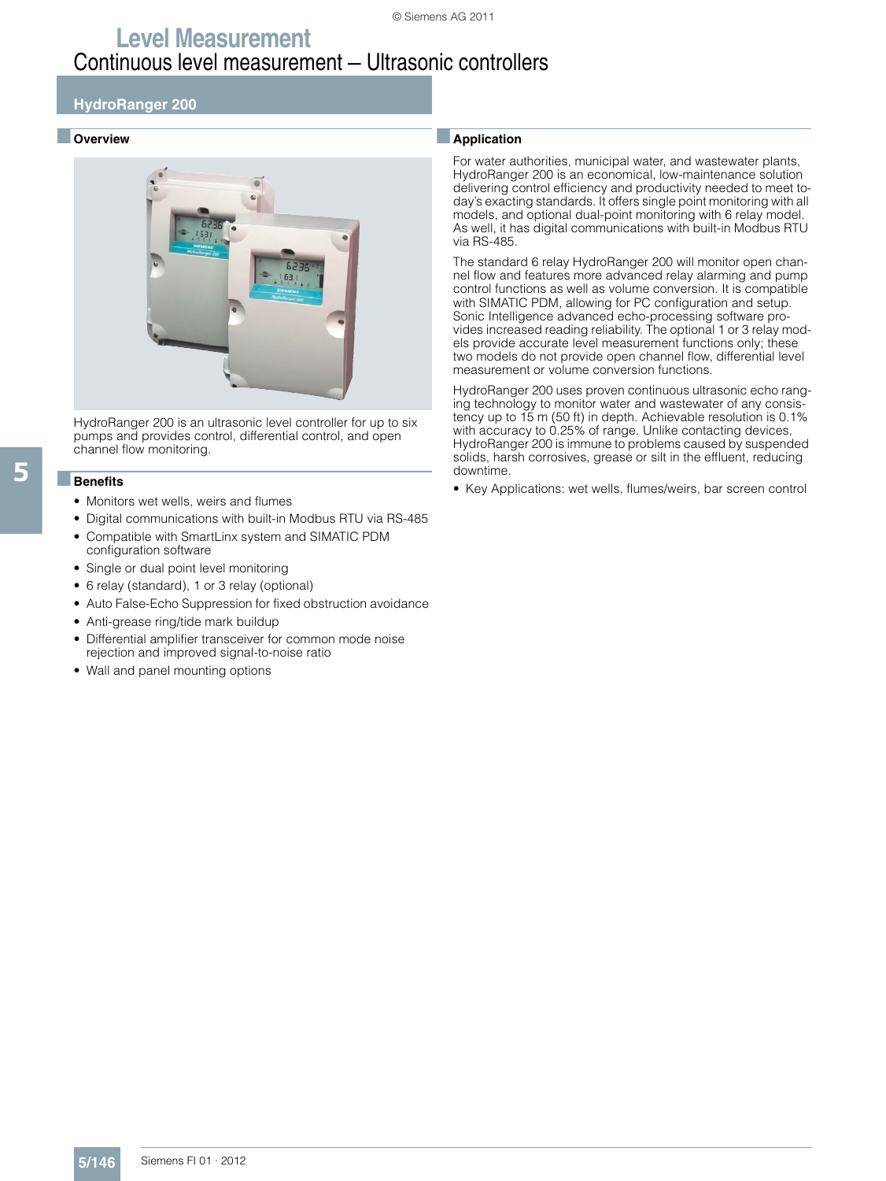# Level Measurement

## Continuous level measurement – Ultrasonic controllers

### HydroRanger 200

#### Overview

HydroRanger 200 is an ultrasonic level controller for up to six pumps and provides control, differential control, and open channel flow monitoring.

#### Benefits

- Monitors wet wells, weirs and flumes
- Digital communications with built-in Modbus RTU via RS-485
- Compatible with SmartLinx system and SIMATIC PDM configuration software
- Single or dual point level monitoring
- 6 relay (standard), 1 or 3 relay (optional)
- Auto False-Echo Suppression for fixed obstruction avoidance
- Anti-grease ring/tide mark buildup
- Differential amplifier transceiver for common mode noise rejection and improved signal-to-noise ratio
- Wall and panel mounting options

#### Application

For water authorities, municipal water, and wastewater plants, HydroRanger 200 is an economical, low-maintenance solution delivering control efficiency and productivity needed to meet today's exacting standards. It offers single point monitoring with all models, and optional dual-point monitoring with 6 relay model. As well, it has digital communications with built-in Modbus RTU via RS-485.

The standard 6 relay HydroRanger 200 will monitor open channel flow and features more advanced relay alarming and pump control functions as well as volume conversion. It is compatible with SIMATIC PDM, allowing for PC configuration and setup. Sonic Intelligence advanced echo-processing software provides increased reading reliability. The optional 1 or 3 relay models provide accurate level measurement functions only; these two models do not provide open channel flow, differential level measurement or volume conversion functions.

HydroRanger 200 uses proven continuous ultrasonic echo ranging technology to monitor water and wastewater of any consistency up to 15 m (50 ft) in depth. Achievable resolution is 0.1% with accuracy to 0.25% of range. Unlike contacting devices, HydroRanger 200 is immune to problems caused by suspended solids, harsh corrosives, grease or silt in the effluent, reducing downtime.

- Key Applications: wet wells, flumes/weirs, bar screen control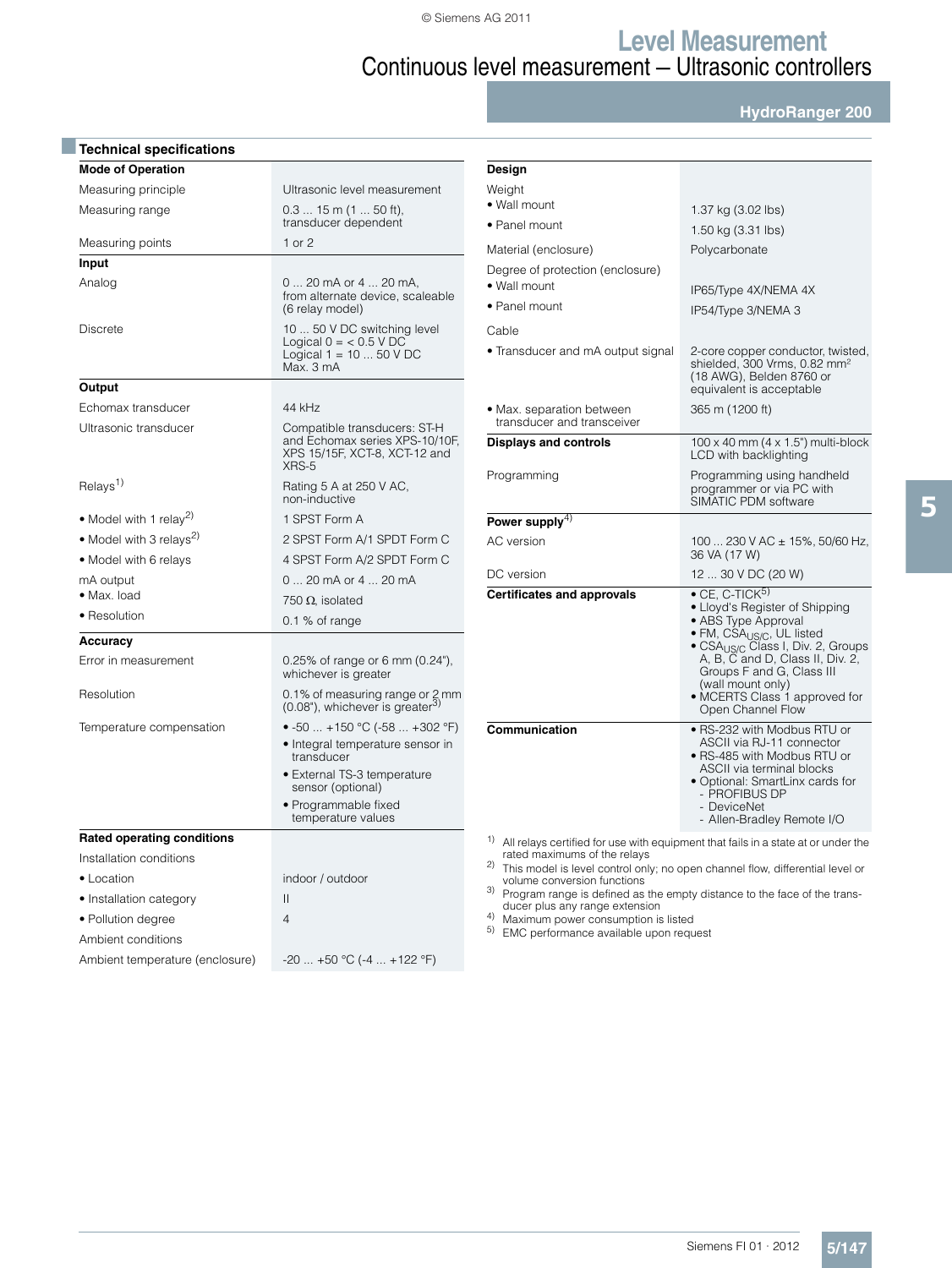# Level Measurement

## Continuous level measurement – Ultrasonic controllers

### HydroRanger 200

## Technical specifications

| | |
|---|---|
| **Mode of Operation** | |
| Measuring principle | Ultrasonic level measurement |
| Measuring range | 0.3 ... 15 m (1 ... 50 ft), transducer dependent |
| Measuring points | 1 or 2 |
| **Input** | |
| Analog | 0 ... 20 mA or 4 ... 20 mA, from alternate device, scaleable (6 relay model) |
| Discrete | 10 ... 50 V DC switching level<br>Logical 0 = < 0.5 V DC<br>Logical 1 = 10 ... 50 V DC<br>Max. 3 mA |
| **Output** | |
| Echomax transducer | 44 kHz |
| Ultrasonic transducer | Compatible transducers: ST-H and Echomax series XPS-10/10F, XPS 15/15F, XCT-8, XCT-12 and XRS-5 |
| Relays[1] | Rating 5 A at 250 V AC, non-inductive |
| • Model with 1 relay[2] | 1 SPST Form A |
| • Model with 3 relays[2] | 2 SPST Form A/1 SPDT Form C |
| • Model with 6 relays | 4 SPST Form A/2 SPDT Form C |
| mA output | 0 ... 20 mA or 4 ... 20 mA |
| • Max. load | 750 Ω, isolated |
| • Resolution | 0.1 % of range |
| **Accuracy** | |
| Error in measurement | 0.25% of range or 6 mm (0.24"), whichever is greater |
| Resolution | 0.1% of measuring range or 2 mm (0.08"), whichever is greater[3] |
| Temperature compensation | • -50 ... +150 °C (-58 ... +302 °F)<br>• Integral temperature sensor in transducer<br>• External TS-3 temperature sensor (optional)<br>• Programmable fixed temperature values |
| **Rated operating conditions** | |
| Installation conditions | |
| • Location | indoor / outdoor |
| • Installation category | II |
| • Pollution degree | 4 |
| Ambient conditions | |
| Ambient temperature (enclosure) | -20 ... +50 °C (-4 ... +122 °F) |

| | |
|---|---|
| **Design** | |
| Weight | |
| • Wall mount | 1.37 kg (3.02 lbs) |
| • Panel mount | 1.50 kg (3.31 lbs) |
| Material (enclosure) | Polycarbonate |
| Degree of protection (enclosure) | |
| • Wall mount | IP65/Type 4X/NEMA 4X |
| • Panel mount | IP54/Type 3/NEMA 3 |
| Cable | |
| • Transducer and mA output signal | 2-core copper conductor, twisted, shielded, 300 Vrms, 0.82 $mm^2$ (18 AWG), Belden 8760 or equivalent is acceptable |
| • Max. separation between transducer and transceiver | 365 m (1200 ft) |
| **Displays and controls** | 100 x 40 mm (4 x 1.5") multi-block LCD with backlighting |
| Programming | Programming using handheld programmer or via PC with SIMATIC PDM software |
| **Power supply**[4] | |
| AC version | 100 ... 230 V AC ± 15%, 50/60 Hz, 36 VA (17 W) |
| DC version | 12 ... 30 V DC (20 W) |
| **Certificates and approvals** | • CE, C-TICK[5]<br>• Lloyd's Register of Shipping<br>• ABS Type Approval<br>• FM, $CSA_{US/C}$, UL listed<br>• $CSA_{US/C}$ Class I, Div. 2, Groups A, B, C and D, Class II, Div. 2, Groups F and G, Class III (wall mount only)<br>• MCERTS Class 1 approved for Open Channel Flow |
| **Communication** | • RS-232 with Modbus RTU or ASCII via RJ-11 connector<br>• RS-485 with Modbus RTU or ASCII via terminal blocks<br>• Optional: SmartLinx cards for<br>- PROFIBUS DP<br>- DeviceNet<br>- Allen-Bradley Remote I/O |

1) All relays certified for use with equipment that fails in a state at or under the rated maximums of the relays
2) This model is level control only; no open channel flow, differential level or volume conversion functions
3) Program range is defined as the empty distance to the face of the transducer plus any range extension
4) Maximum power consumption is listed
5) EMC performance available upon request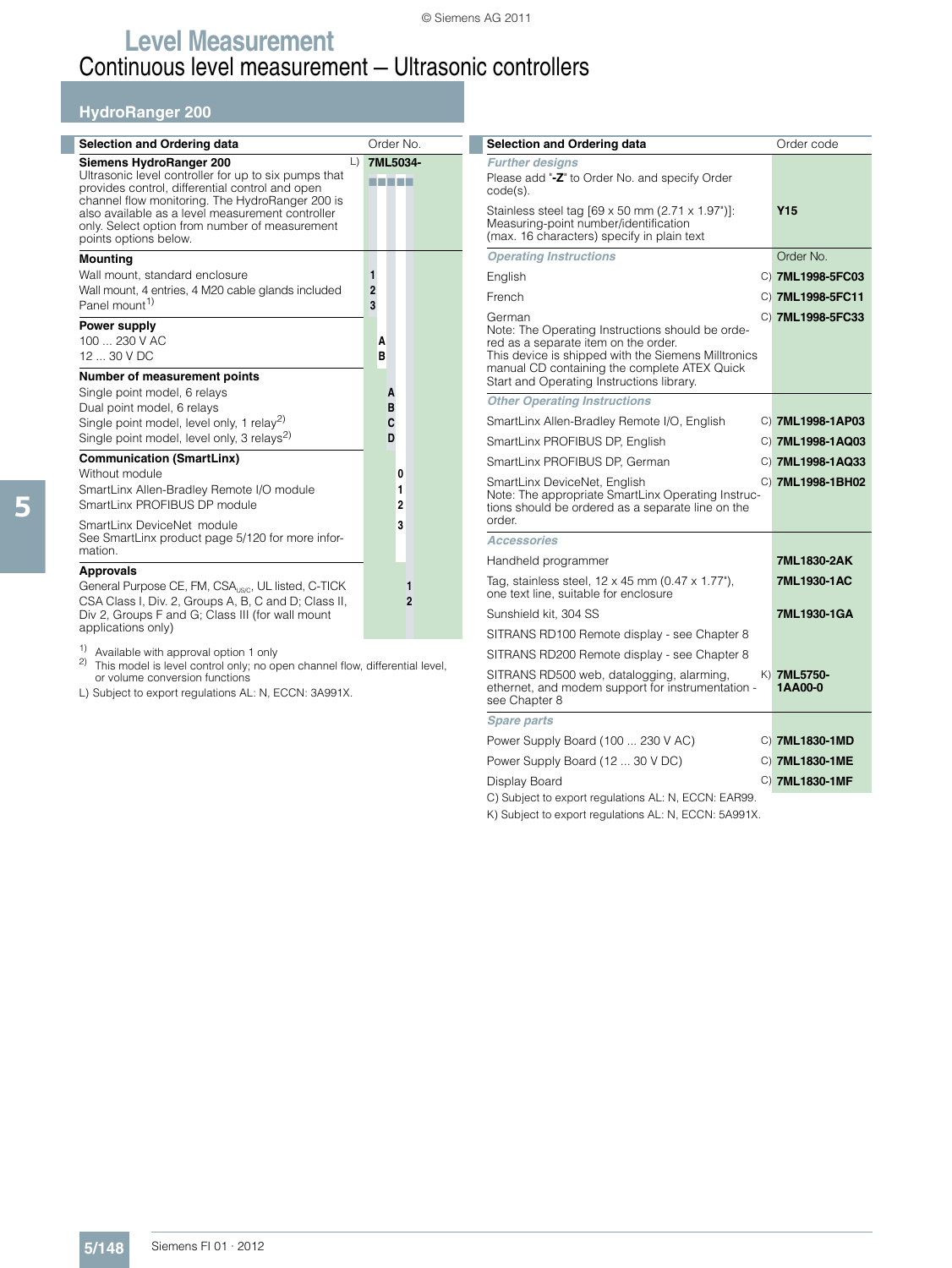# Level Measurement

## Continuous level measurement – Ultrasonic controllers

### HydroRanger 200

| Selection and Ordering data | | Order No. |
|---|---|---|
| **Siemens HydroRanger 200**<br>Ultrasonic level controller for up to six pumps that provides control, differential control and open channel flow monitoring. The HydroRanger 200 is also available as a level measurement controller only. Select option from number of measurement points options below. | L) | **7ML5034-** ■■■■■ |
| **Mounting** | | |
| Wall mount, standard enclosure | | **1** |
| Wall mount, 4 entries, 4 M20 cable glands included | | **2** |
| Panel mount[1] | | **3** |
| **Power supply** | | |
| 100 ... 230 V AC | | **A** |
| 12 ... 30 V DC | | **B** |
| **Number of measurement points** | | |
| Single point model, 6 relays | | **A** |
| Dual point model, 6 relays | | **B** |
| Single point model, level only, 1 relay[2] | | **C** |
| Single point model, level only, 3 relays[2] | | **D** |
| **Communication (SmartLinx)** | | |
| Without module | | **0** |
| SmartLinx Allen-Bradley Remote I/O module | | **1** |
| SmartLinx PROFIBUS DP module | | **2** |
| SmartLinx DeviceNet module<br>See SmartLinx product page 5/120 for more information. | | **3** |
| **Approvals** | | |
| General Purpose CE, FM, $CSA_{US/C}$, UL listed, C-TICK | | **1** |
| CSA Class I, Div. 2, Groups A, B, C and D; Class II, Div 2, Groups F and G; Class III (for wall mount applications only) | | **2** |

1) Available with approval option 1 only

2) This model is level control only; no open channel flow, differential level, or volume conversion functions

L) Subject to export regulations AL: N, ECCN: 3A991X.

| Selection and Ordering data | | Order code |
|---|---|---|
| ***Further designs*** | | |
| Please add "**-Z**" to Order No. and specify Order code(s). | | |
| Stainless steel tag [69 x 50 mm (2.71 x 1.97")]: Measuring-point number/identification (max. 16 characters) specify in plain text | | **Y15** |
| ***Operating Instructions*** | | Order No. |
| English | C) | **7ML1998-5FC03** |
| French | C) | **7ML1998-5FC11** |
| German<br>Note: The Operating Instructions should be ordered as a separate item on the order.<br>This device is shipped with the Siemens Milltronics manual CD containing the complete ATEX Quick Start and Operating Instructions library. | C) | **7ML1998-5FC33** |
| ***Other Operating Instructions*** | | |
| SmartLinx Allen-Bradley Remote I/O, English | C) | **7ML1998-1AP03** |
| SmartLinx PROFIBUS DP, English | C) | **7ML1998-1AQ03** |
| SmartLinx PROFIBUS DP, German | C) | **7ML1998-1AQ33** |
| SmartLinx DeviceNet, English<br>Note: The appropriate SmartLinx Operating Instructions should be ordered as a separate line on the order. | C) | **7ML1998-1BH02** |
| ***Accessories*** | | |
| Handheld programmer | | **7ML1830-2AK** |
| Tag, stainless steel, 12 x 45 mm (0.47 x 1.77"), one text line, suitable for enclosure | | **7ML1930-1AC** |
| Sunshield kit, 304 SS | | **7ML1930-1GA** |
| SITRANS RD100 Remote display - see Chapter 8 | | |
| SITRANS RD200 Remote display - see Chapter 8 | | |
| SITRANS RD500 web, datalogging, alarming, ethernet, and modem support for instrumentation - see Chapter 8 | K) | **7ML5750-1AA00-0** |
| ***Spare parts*** | | |
| Power Supply Board (100 ... 230 V AC) | C) | **7ML1830-1MD** |
| Power Supply Board (12 ... 30 V DC) | C) | **7ML1830-1ME** |
| Display Board | C) | **7ML1830-1MF** |

C) Subject to export regulations AL: N, ECCN: EAR99.

K) Subject to export regulations AL: N, ECCN: 5A991X.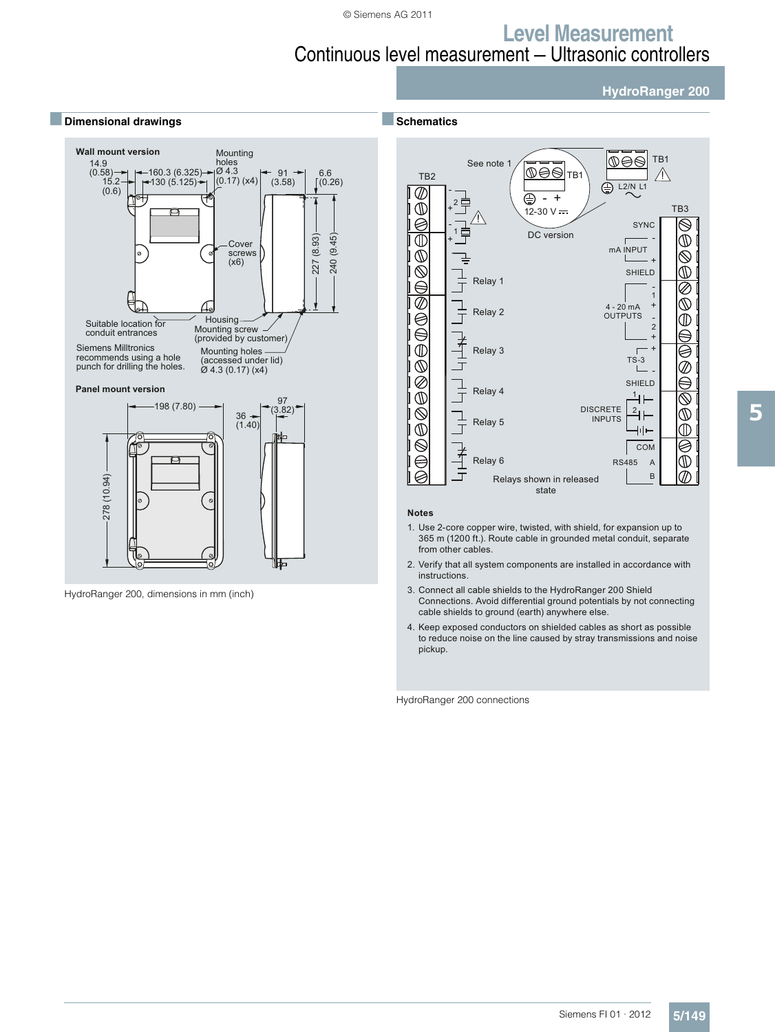# Level Measurement

## Continuous level measurement – Ultrasonic controllers

### HydroRanger 200

### Dimensional drawings

Wall mount version

14.9 (0.58)

15.2 (0.6)

160.3 (6.325)

130 (5.125)

Mounting holes Ø 4.3 (0.17) (x4)

91 (3.58)

6.6 (0.26)

Cover screws (x6)

227 (8.93)

240 (9.45)

Suitable location for conduit entrances

Housing

Mounting screw (provided by customer)

Siemens Milltronics recommends using a hole punch for drilling the holes.

Mounting holes (accessed under lid) Ø 4.3 (0.17) (x4)

Panel mount version

198 (7.80)

36 (1.40)

97 (3.82)

278 (10.94)

HydroRanger 200, dimensions in mm (inch)

### Schematics

See note 1

TB2

TB1

TB1

L2/N L1

12-30 V

DC version

TB3

SYNC

mA INPUT

SHIELD

4 - 20 mA OUTPUTS

TS-3

SHIELD

DISCRETE INPUTS

COM

RS485 A B

Relay 1

Relay 2

Relay 3

Relay 4

Relay 5

Relay 6

Relays shown in released state

**Notes**

1. Use 2-core copper wire, twisted, with shield, for expansion up to 365 m (1200 ft.). Route cable in grounded metal conduit, separate from other cables.
2. Verify that all system components are installed in accordance with instructions.
3. Connect all cable shields to the HydroRanger 200 Shield Connections. Avoid differential ground potentials by not connecting cable shields to ground (earth) anywhere else.
4. Keep exposed conductors on shielded cables as short as possible to reduce noise on the line caused by stray transmissions and noise pickup.

HydroRanger 200 connections